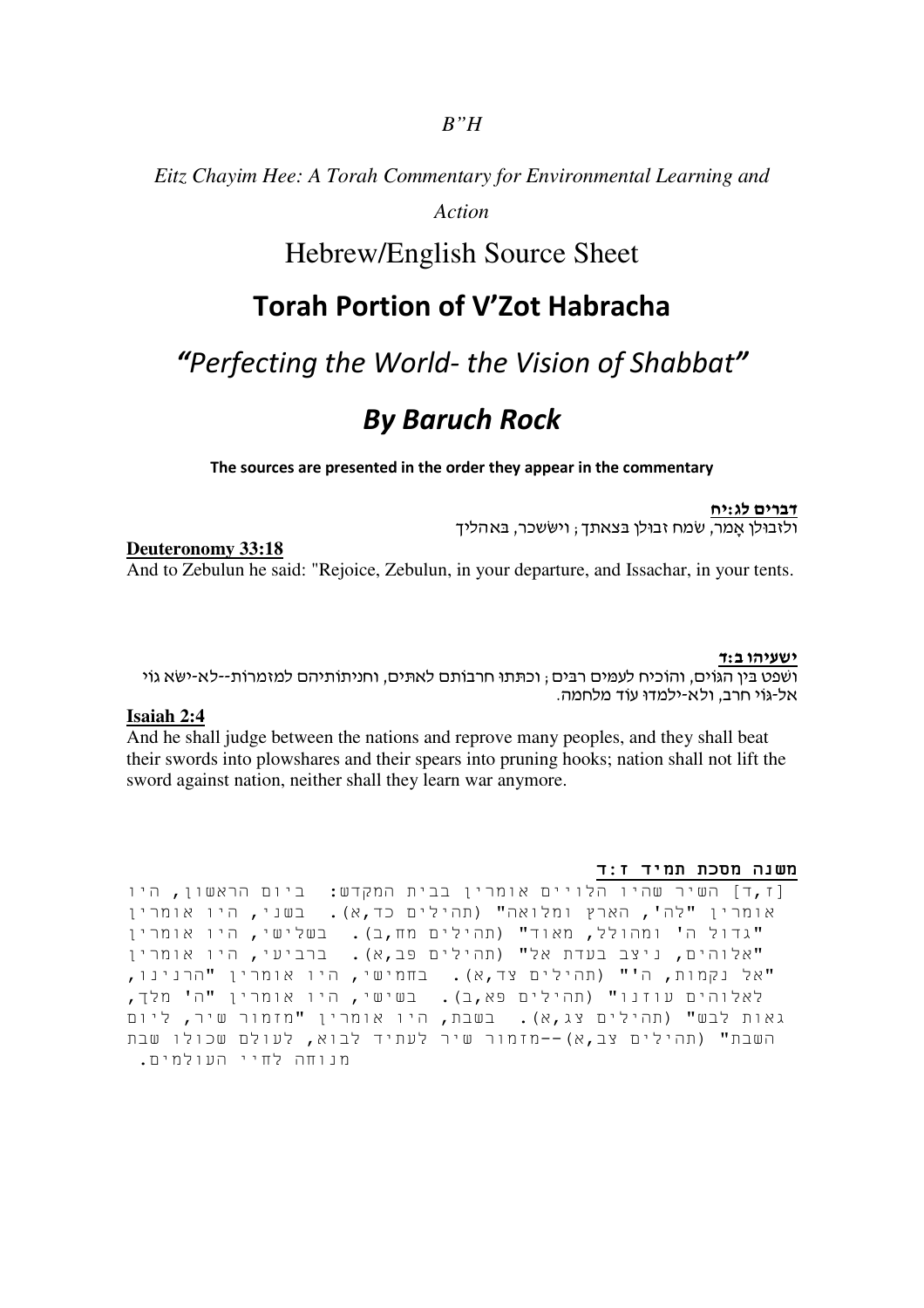*B"H*

*Eitz Chayim Hee: A Torah Commentary for Environmental Learning and Action*

## Hebrew/English Source Sheet

# Torah Portion of V'Zot Habracha

## *"Perfecting the World- the Vision of Shabbat"*

## *By Baruch Rock*

**The sources are presented in the order they appear in the commentary**

**דברים לג:יח**

ולזבולן אָמר, שׂמח זבולן בצאתך; ויששכר, באהליך

**Deuteronomy 33:18**

And to Zebulun he said: "Rejoice, Zebulun, in your departure, and Issachar, in your tents.

**ישעיהו ב:ד**

ושפט בין הגוים, והוכיח לעמים רבים; וכתתו חרבותם לאתים, וחניתותיהם למזמרות--לא-ישא גוי אל-גוי חרב, ולא-ילמדו עוד מלחמה.

**Isaiah 2:4**

And he shall judge between the nations and reprove many peoples, and they shall beat their swords into plowshares and their spears into pruning hooks; nation shall not lift the sword against nation, neither shall they learn war anymore.

**משנה מסכת תמיד ז:ד**

[ז,ד] השיר שהיו הלויים אומרין בבית המקדש: ביום הראשון, היו אומרין "לה', הארץ ומלואה" (תהילים כד,א). בשני, היו אומרין "גדול ה' ומהולל, מאוד" (תהילים מח,ב). בשלישי, היו אומרין "אלוהים, ניצב בעדת אל" (תהילים פב,א). ברביעי, היו אומרין "אל נקמות, ה'" (תהילים צד,א). בחמישי, היו אומרין "הרנינו, לאלוהים עוזנו" (תהילים פא,ב). בשישי, היו אומרין "ה' מלך, גאות לבש" (תהילים צג,א). בשבת, היו אומרין "מזמור שיר, ליום השבת" (תהילים צב,א)--מזמור שיר לעתיד לבוא, לעולם שכולו שבת מנוחה לחיי העולמים.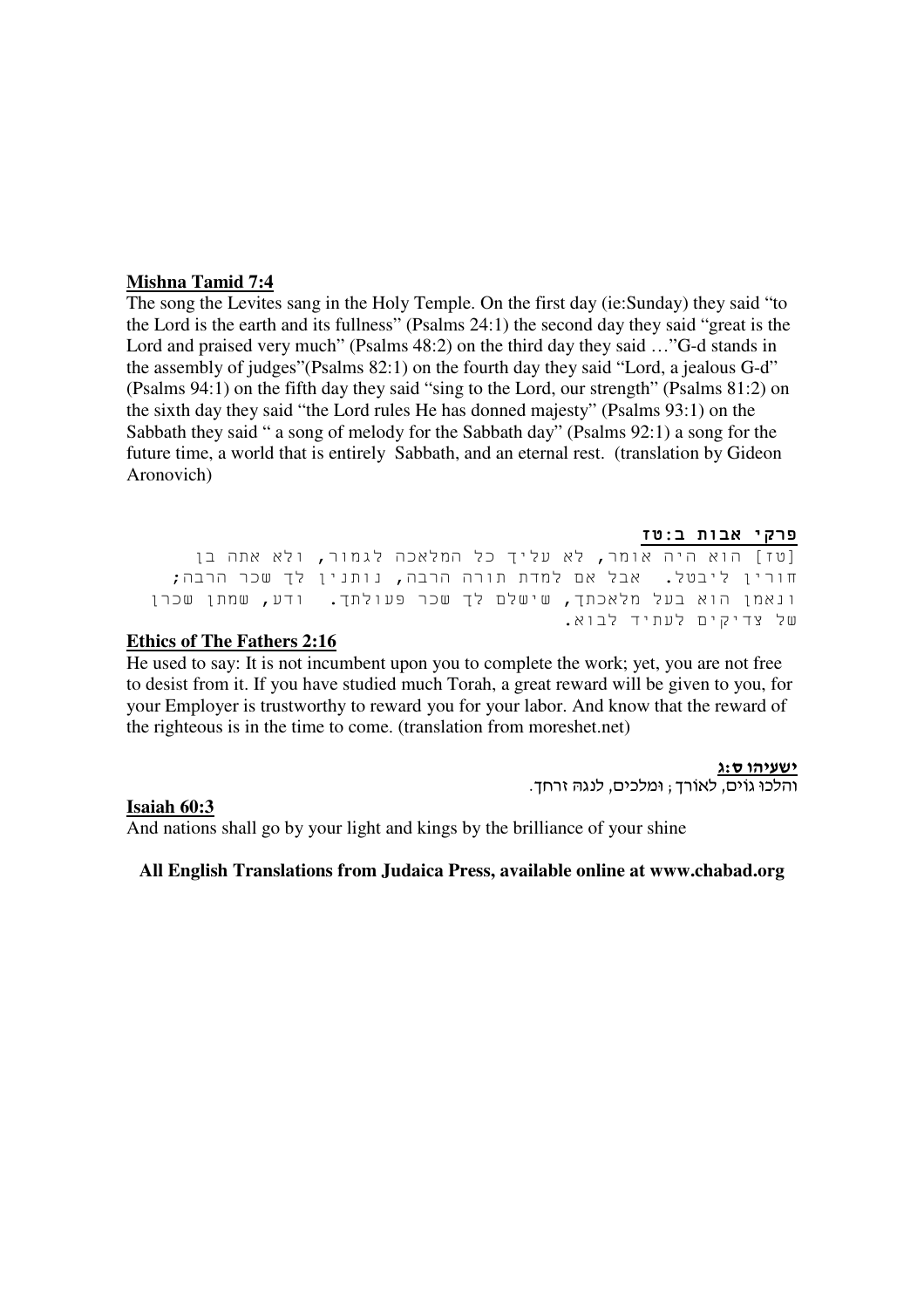**Mishna Tamid 7:4**

The song the Levites sang in the Holy Temple. On the first day (ie:Sunday) they said "to the Lord is the earth and its fullness" (Psalms 24:1) the second day they said "great is the Lord and praised very much" (Psalms 48:2) on the third day they said …"G-d stands in the assembly of judges"(Psalms 82:1) on the fourth day they said "Lord, a jealous G-d" (Psalms 94:1) on the fifth day they said "sing to the Lord, our strength" (Psalms 81:2) on the sixth day they said "the Lord rules He has donned majesty" (Psalms 93:1) on the Sabbath they said " a song of melody for the Sabbath day" (Psalms 92:1) a song for the future time, a world that is entirely Sabbath, and an eternal rest. (translation by Gideon Aronovich)

**פרקי אבות ב:טז**

[טז] הוא היה אומר, לא עליך כל המלאכה לגמור, ולא אתה בן חורין ליבטל. אבל אם למדת תורה הרבה, נותנין לך שכר הרבה; ונאמן הוא בעל מלאכתך, שישלם לך שכר פעולתך. ודע, שמתן שכרן של צדיקים לעתיד לבוא.

**Ethics of The Fathers 2:16**

He used to say: It is not incumbent upon you to complete the work; yet, you are not free to desist from it. If you have studied much Torah, a great reward will be given to you, for your Employer is trustworthy to reward you for your labor. And know that the reward of the righteous is in the time to come. (translation from moreshet.net)

**ישעיהו ס:ג**

והלכו גוים, לאורך; ומלכים, לנגה זרחך.

**Isaiah 60:3**

And nations shall go by your light and kings by the brilliance of your shine

**All English Translations from Judaica Press, available online at www.chabad.org**